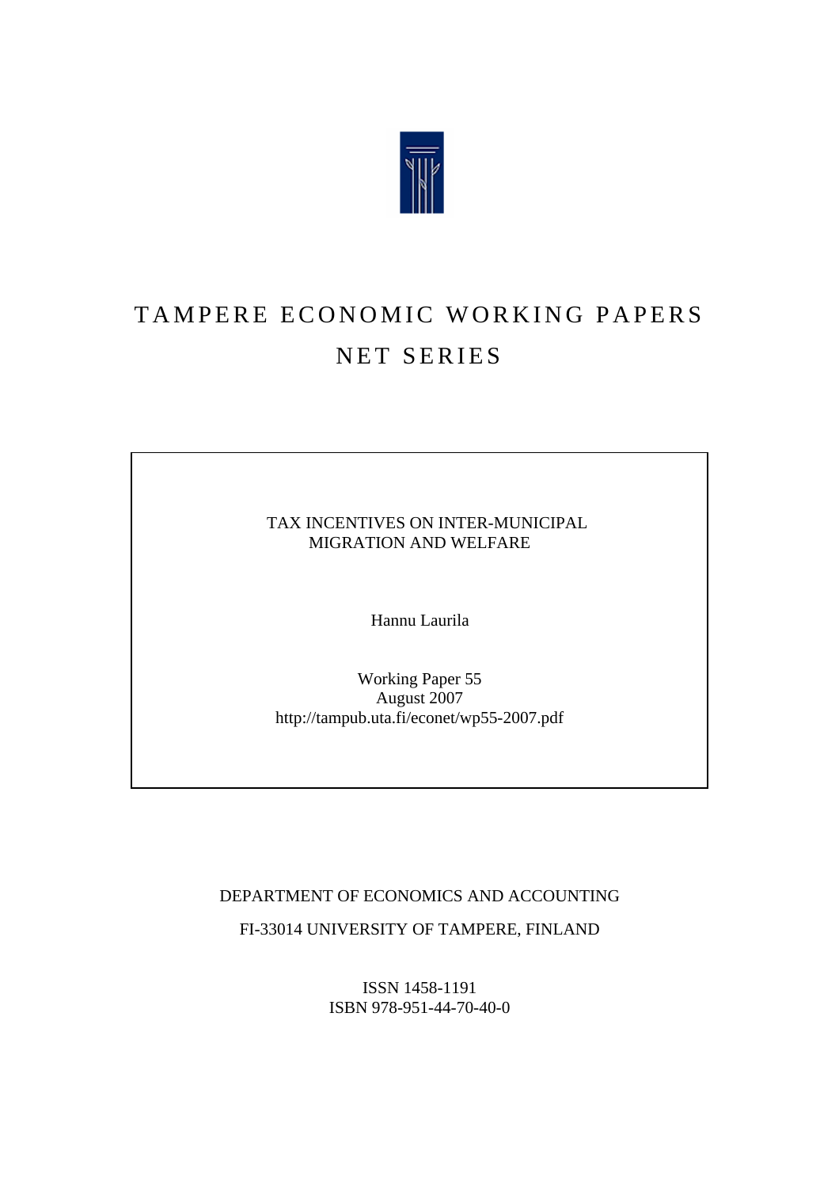# TAMPERE ECONOMIC WORKING PAPERS NET SERIES

TAX INCENTIVES ON INTER-MUNICIPAL MIGRATION AND WELFARE

Hannu Laurila

Working Paper 55
August 2007
http://tampub.uta.fi/econet/wp55-2007.pdf

DEPARTMENT OF ECONOMICS AND ACCOUNTING

FI-33014 UNIVERSITY OF TAMPERE, FINLAND

ISSN 1458-1191
ISBN 978-951-44-70-40-0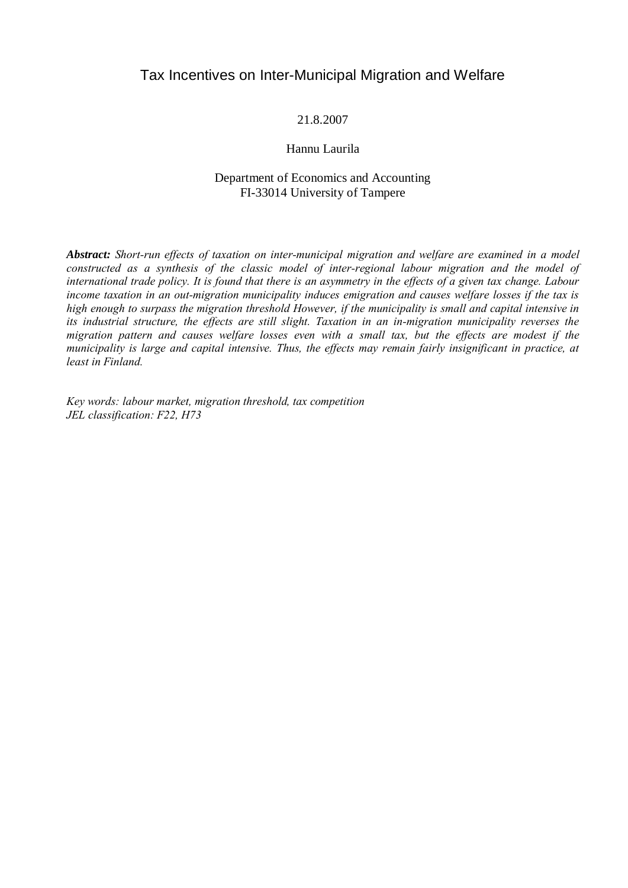# Tax Incentives on Inter-Municipal Migration and Welfare

21.8.2007

Hannu Laurila

Department of Economics and Accounting
FI-33014 University of Tampere

***Abstract:*** *Short-run effects of taxation on inter-municipal migration and welfare are examined in a model constructed as a synthesis of the classic model of inter-regional labour migration and the model of international trade policy. It is found that there is an asymmetry in the effects of a given tax change. Labour income taxation in an out-migration municipality induces emigration and causes welfare losses if the tax is high enough to surpass the migration threshold However, if the municipality is small and capital intensive in its industrial structure, the effects are still slight. Taxation in an in-migration municipality reverses the migration pattern and causes welfare losses even with a small tax, but the effects are modest if the municipality is large and capital intensive. Thus, the effects may remain fairly insignificant in practice, at least in Finland.*

*Key words: labour market, migration threshold, tax competition*
*JEL classification: F22, H73*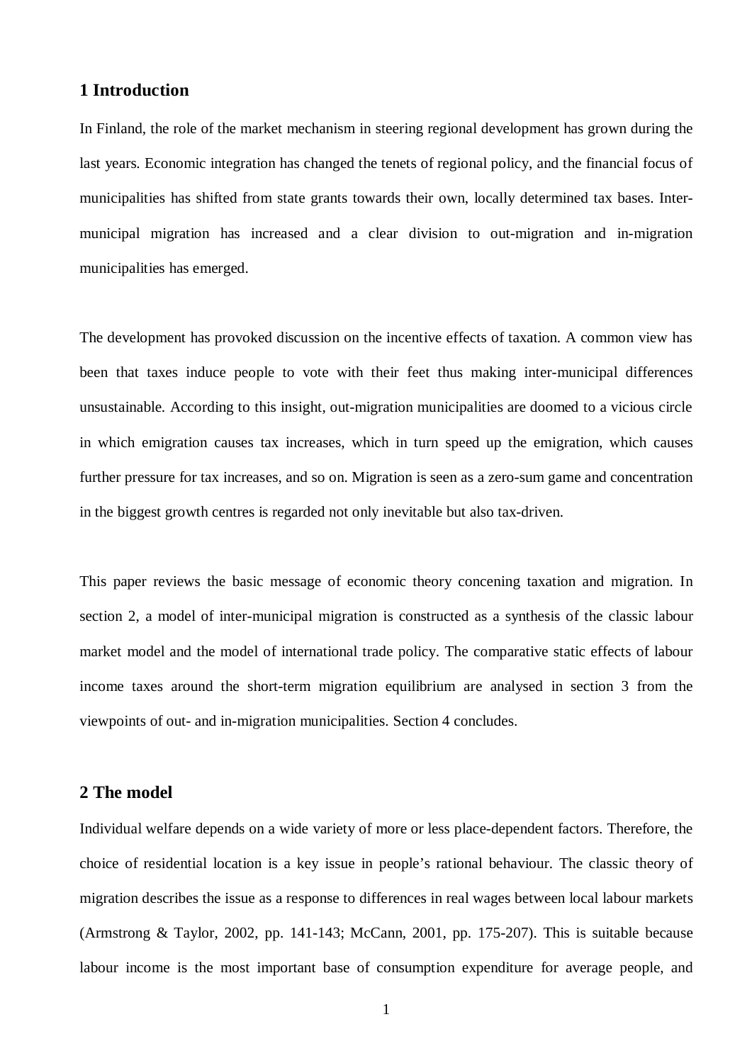## 1 Introduction

In Finland, the role of the market mechanism in steering regional development has grown during the last years. Economic integration has changed the tenets of regional policy, and the financial focus of municipalities has shifted from state grants towards their own, locally determined tax bases. Inter-municipal migration has increased and a clear division to out-migration and in-migration municipalities has emerged.

The development has provoked discussion on the incentive effects of taxation. A common view has been that taxes induce people to vote with their feet thus making inter-municipal differences unsustainable. According to this insight, out-migration municipalities are doomed to a vicious circle in which emigration causes tax increases, which in turn speed up the emigration, which causes further pressure for tax increases, and so on. Migration is seen as a zero-sum game and concentration in the biggest growth centres is regarded not only inevitable but also tax-driven.

This paper reviews the basic message of economic theory concening taxation and migration. In section 2, a model of inter-municipal migration is constructed as a synthesis of the classic labour market model and the model of international trade policy. The comparative static effects of labour income taxes around the short-term migration equilibrium are analysed in section 3 from the viewpoints of out- and in-migration municipalities. Section 4 concludes.

## 2 The model

Individual welfare depends on a wide variety of more or less place-dependent factors. Therefore, the choice of residential location is a key issue in people's rational behaviour. The classic theory of migration describes the issue as a response to differences in real wages between local labour markets (Armstrong & Taylor, 2002, pp. 141-143; McCann, 2001, pp. 175-207). This is suitable because labour income is the most important base of consumption expenditure for average people, and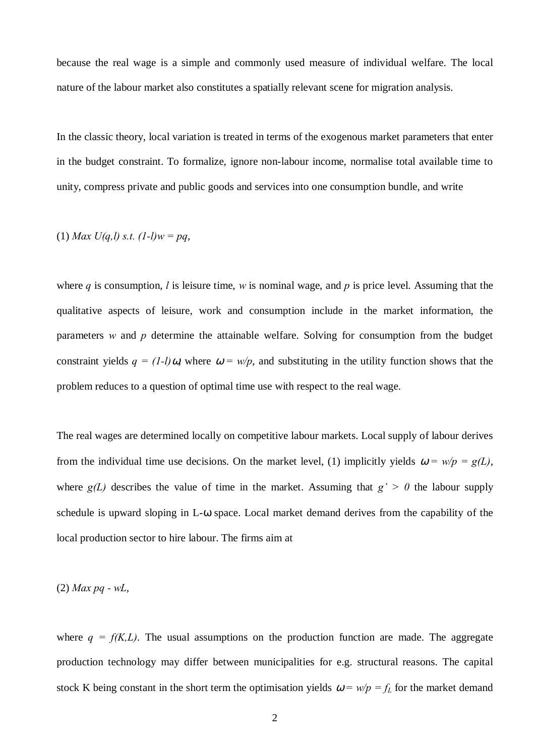because the real wage is a simple and commonly used measure of individual welfare. The local nature of the labour market also constitutes a spatially relevant scene for migration analysis.

In the classic theory, local variation is treated in terms of the exogenous market parameters that enter in the budget constraint. To formalize, ignore non-labour income, normalise total available time to unity, compress private and public goods and services into one consumption bundle, and write

(1) $Max\ U(q,l)\ s.t.\ (1-l)w = pq$,

where $q$ is consumption, $l$ is leisure time, $w$ is nominal wage, and $p$ is price level. Assuming that the qualitative aspects of leisure, work and consumption include in the market information, the parameters $w$ and $p$ determine the attainable welfare. Solving for consumption from the budget constraint yields $q = (1-l)\omega$, where $\omega = w/p$, and substituting in the utility function shows that the problem reduces to a question of optimal time use with respect to the real wage.

The real wages are determined locally on competitive labour markets. Local supply of labour derives from the individual time use decisions. On the market level, (1) implicitly yields $\omega = w/p = g(L)$, where $g(L)$ describes the value of time in the market. Assuming that $g' > 0$ the labour supply schedule is upward sloping in L-$\omega$ space. Local market demand derives from the capability of the local production sector to hire labour. The firms aim at

(2) $Max\ pq - wL$,

where $q = f(K,L)$. The usual assumptions on the production function are made. The aggregate production technology may differ between municipalities for e.g. structural reasons. The capital stock K being constant in the short term the optimisation yields $\omega = w/p = f_L$ for the market demand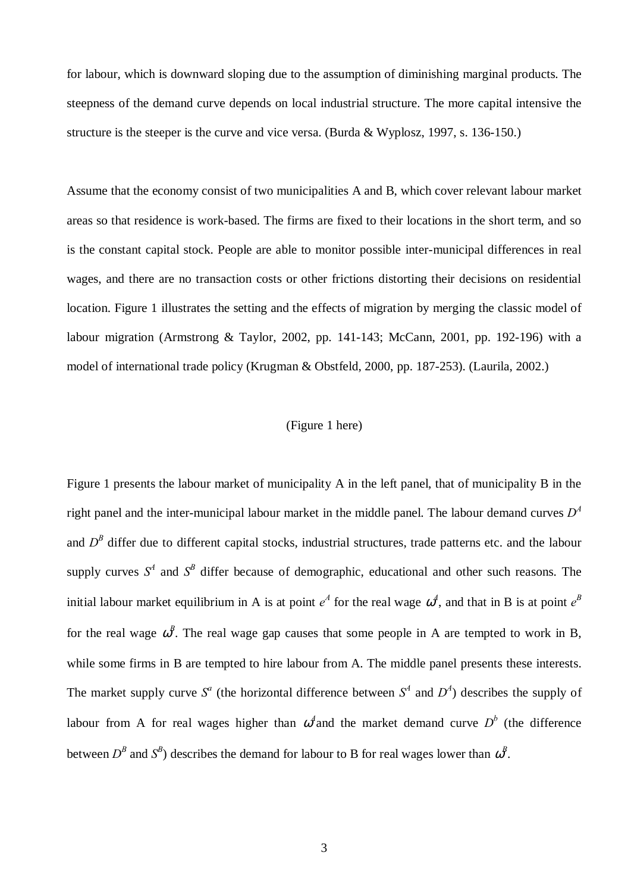for labour, which is downward sloping due to the assumption of diminishing marginal products. The steepness of the demand curve depends on local industrial structure. The more capital intensive the structure is the steeper is the curve and vice versa. (Burda & Wyplosz, 1997, s. 136-150.)

Assume that the economy consist of two municipalities A and B, which cover relevant labour market areas so that residence is work-based. The firms are fixed to their locations in the short term, and so is the constant capital stock. People are able to monitor possible inter-municipal differences in real wages, and there are no transaction costs or other frictions distorting their decisions on residential location. Figure 1 illustrates the setting and the effects of migration by merging the classic model of labour migration (Armstrong & Taylor, 2002, pp. 141-143; McCann, 2001, pp. 192-196) with a model of international trade policy (Krugman & Obstfeld, 2000, pp. 187-253). (Laurila, 2002.)

(Figure 1 here)

Figure 1 presents the labour market of municipality A in the left panel, that of municipality B in the right panel and the inter-municipal labour market in the middle panel. The labour demand curves $D^A$ and $D^B$ differ due to different capital stocks, industrial structures, trade patterns etc. and the labour supply curves $S^A$ and $S^B$ differ because of demographic, educational and other such reasons. The initial labour market equilibrium in A is at point $e^A$ for the real wage $\omega^A$, and that in B is at point $e^B$ for the real wage $\omega^B$. The real wage gap causes that some people in A are tempted to work in B, while some firms in B are tempted to hire labour from A. The middle panel presents these interests. The market supply curve $S^a$ (the horizontal difference between $S^A$ and $D^A$) describes the supply of labour from A for real wages higher than $\omega^A$ and the market demand curve $D^b$ (the difference between $D^B$ and $S^B$) describes the demand for labour to B for real wages lower than $\omega^B$.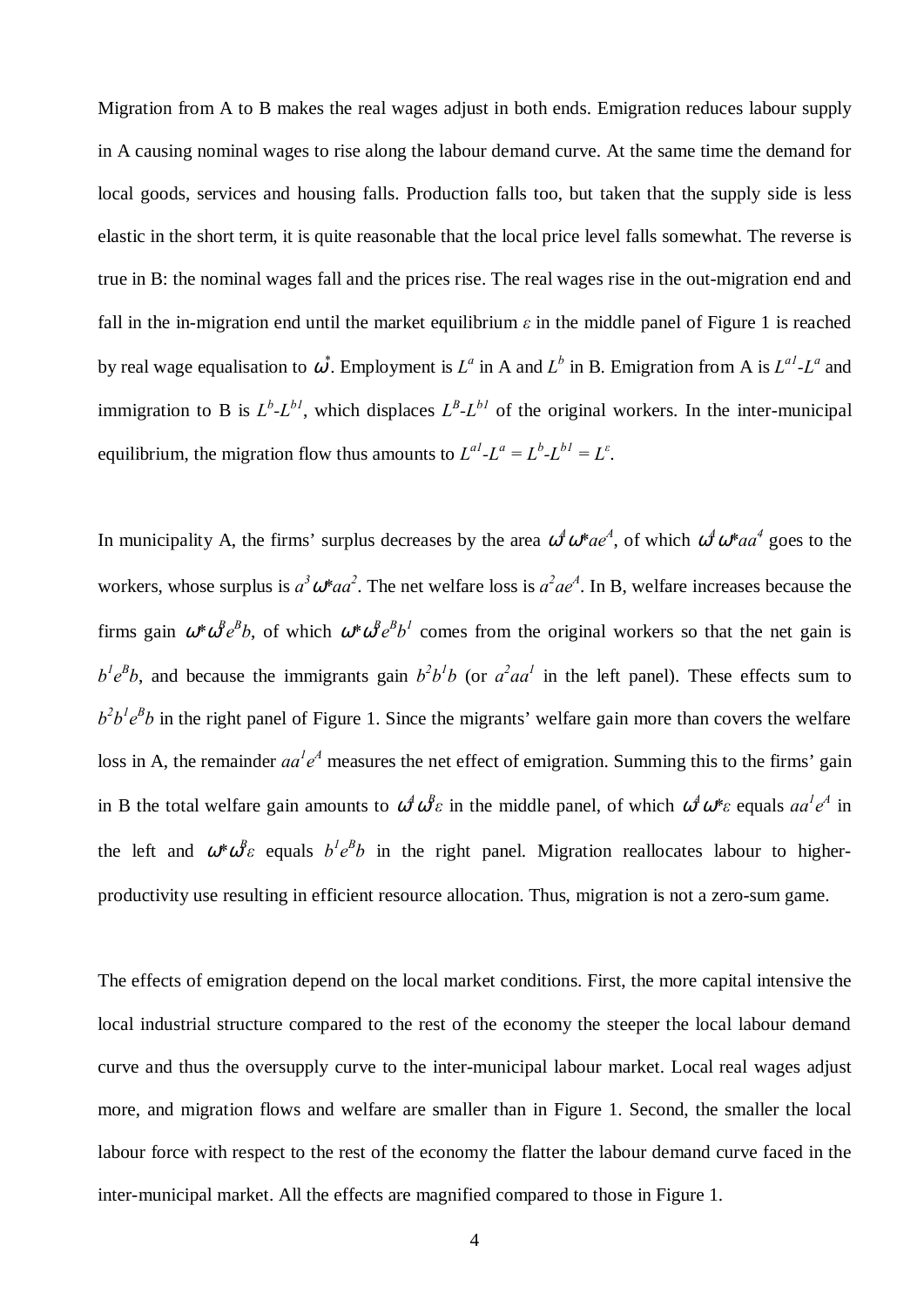Migration from A to B makes the real wages adjust in both ends. Emigration reduces labour supply in A causing nominal wages to rise along the labour demand curve. At the same time the demand for local goods, services and housing falls. Production falls too, but taken that the supply side is less elastic in the short term, it is quite reasonable that the local price level falls somewhat. The reverse is true in B: the nominal wages fall and the prices rise. The real wages rise in the out-migration end and fall in the in-migration end until the market equilibrium $\varepsilon$ in the middle panel of Figure 1 is reached by real wage equalisation to $\omega^*$. Employment is $L^a$ in A and $L^b$ in B. Emigration from A is $L^{a1}$-$L^a$ and immigration to B is $L^b$-$L^{b1}$, which displaces $L^B$-$L^{b1}$ of the original workers. In the inter-municipal equilibrium, the migration flow thus amounts to $L^{a1}-L^a = L^b-L^{b1} = L^{\varepsilon}$.

In municipality A, the firms' surplus decreases by the area $\omega^A\omega^*ae^A$, of which $\omega^A\omega^*aa^4$ goes to the workers, whose surplus is $a^3\omega^*aa^2$. The net welfare loss is $a^2ae^A$. In B, welfare increases because the firms gain $\omega^*\omega^Be^Bb$, of which $\omega^*\omega^Be^Bb^1$ comes from the original workers so that the net gain is $b^1e^Bb$, and because the immigrants gain $b^2b^1b$ (or $a^2aa^1$ in the left panel). These effects sum to $b^2b^1e^Bb$ in the right panel of Figure 1. Since the migrants' welfare gain more than covers the welfare loss in A, the remainder $aa^1e^A$ measures the net effect of emigration. Summing this to the firms' gain in B the total welfare gain amounts to $\omega^A\omega^B\varepsilon$ in the middle panel, of which $\omega^A\omega^*\varepsilon$ equals $aa^1e^A$ in the left and $\omega^*\omega^B\varepsilon$ equals $b^1e^Bb$ in the right panel. Migration reallocates labour to higher-productivity use resulting in efficient resource allocation. Thus, migration is not a zero-sum game.

The effects of emigration depend on the local market conditions. First, the more capital intensive the local industrial structure compared to the rest of the economy the steeper the local labour demand curve and thus the oversupply curve to the inter-municipal labour market. Local real wages adjust more, and migration flows and welfare are smaller than in Figure 1. Second, the smaller the local labour force with respect to the rest of the economy the flatter the labour demand curve faced in the inter-municipal market. All the effects are magnified compared to those in Figure 1.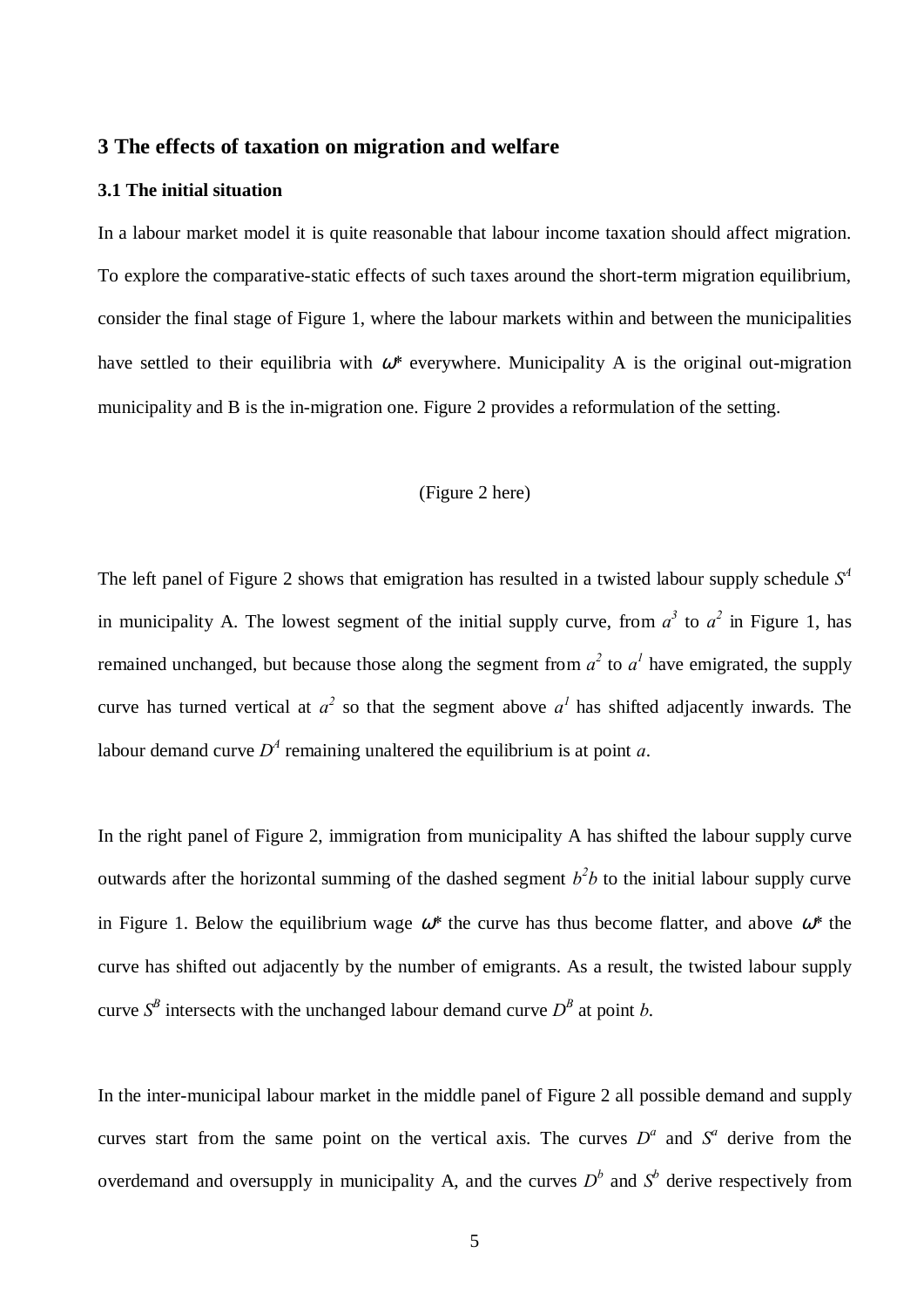## 3 The effects of taxation on migration and welfare

### 3.1 The initial situation

In a labour market model it is quite reasonable that labour income taxation should affect migration. To explore the comparative-static effects of such taxes around the short-term migration equilibrium, consider the final stage of Figure 1, where the labour markets within and between the municipalities have settled to their equilibria with $\omega^*$ everywhere. Municipality A is the original out-migration municipality and B is the in-migration one. Figure 2 provides a reformulation of the setting.

(Figure 2 here)

The left panel of Figure 2 shows that emigration has resulted in a twisted labour supply schedule $S^A$ in municipality A. The lowest segment of the initial supply curve, from $a^3$ to $a^2$ in Figure 1, has remained unchanged, but because those along the segment from $a^2$ to $a^1$ have emigrated, the supply curve has turned vertical at $a^2$ so that the segment above $a^1$ has shifted adjacently inwards. The labour demand curve $D^A$ remaining unaltered the equilibrium is at point $a$.

In the right panel of Figure 2, immigration from municipality A has shifted the labour supply curve outwards after the horizontal summing of the dashed segment $b^2b$ to the initial labour supply curve in Figure 1. Below the equilibrium wage $\omega^*$ the curve has thus become flatter, and above $\omega^*$ the curve has shifted out adjacently by the number of emigrants. As a result, the twisted labour supply curve $S^B$ intersects with the unchanged labour demand curve $D^B$ at point $b$.

In the inter-municipal labour market in the middle panel of Figure 2 all possible demand and supply curves start from the same point on the vertical axis. The curves $D^a$ and $S^a$ derive from the overdemand and oversupply in municipality A, and the curves $D^b$ and $S^b$ derive respectively from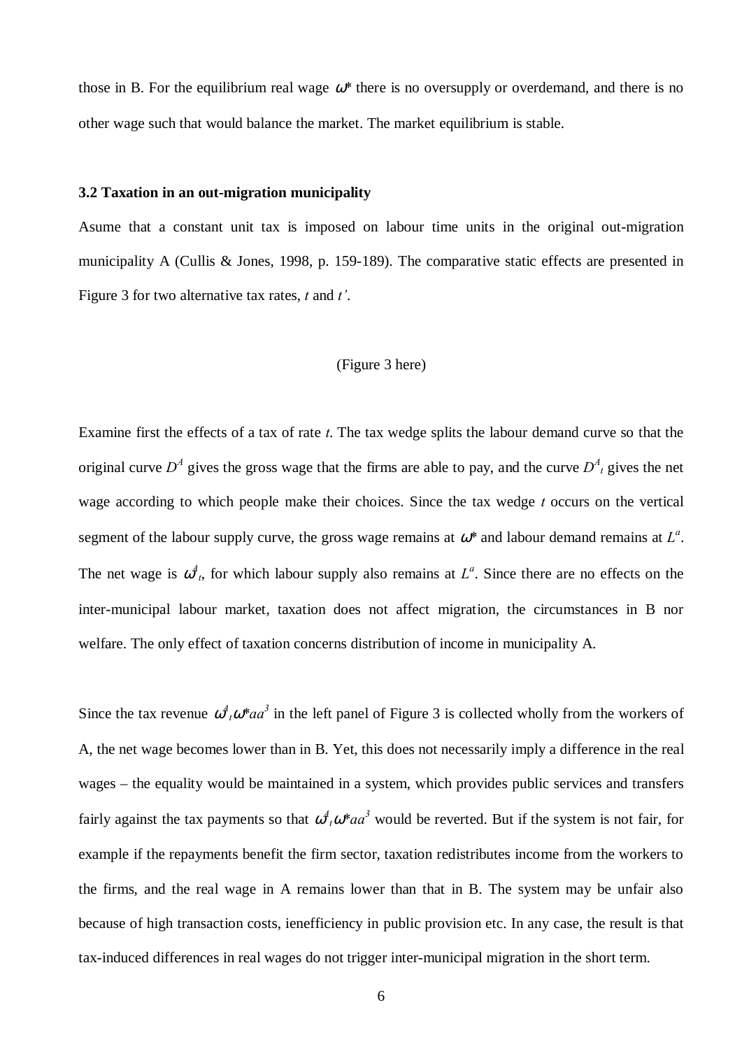those in B. For the equilibrium real wage $\omega^*$ there is no oversupply or overdemand, and there is no other wage such that would balance the market. The market equilibrium is stable.

### 3.2 Taxation in an out-migration municipality

Asume that a constant unit tax is imposed on labour time units in the original out-migration municipality A (Cullis & Jones, 1998, p. 159-189). The comparative static effects are presented in Figure 3 for two alternative tax rates, *t* and *t'*.

(Figure 3 here)

Examine first the effects of a tax of rate *t*. The tax wedge splits the labour demand curve so that the original curve $D^A$ gives the gross wage that the firms are able to pay, and the curve $D^A{}_t$ gives the net wage according to which people make their choices. Since the tax wedge *t* occurs on the vertical segment of the labour supply curve, the gross wage remains at $\omega^*$ and labour demand remains at $L^a$. The net wage is $\omega^A{}_t$, for which labour supply also remains at $L^a$. Since there are no effects on the inter-municipal labour market, taxation does not affect migration, the circumstances in B nor welfare. The only effect of taxation concerns distribution of income in municipality A.

Since the tax revenue $\omega^A{}_t\omega^*aa^3$ in the left panel of Figure 3 is collected wholly from the workers of A, the net wage becomes lower than in B. Yet, this does not necessarily imply a difference in the real wages – the equality would be maintained in a system, which provides public services and transfers fairly against the tax payments so that $\omega^A{}_t\omega^*aa^3$ would be reverted. But if the system is not fair, for example if the repayments benefit the firm sector, taxation redistributes income from the workers to the firms, and the real wage in A remains lower than that in B. The system may be unfair also because of high transaction costs, ienefficiency in public provision etc. In any case, the result is that tax-induced differences in real wages do not trigger inter-municipal migration in the short term.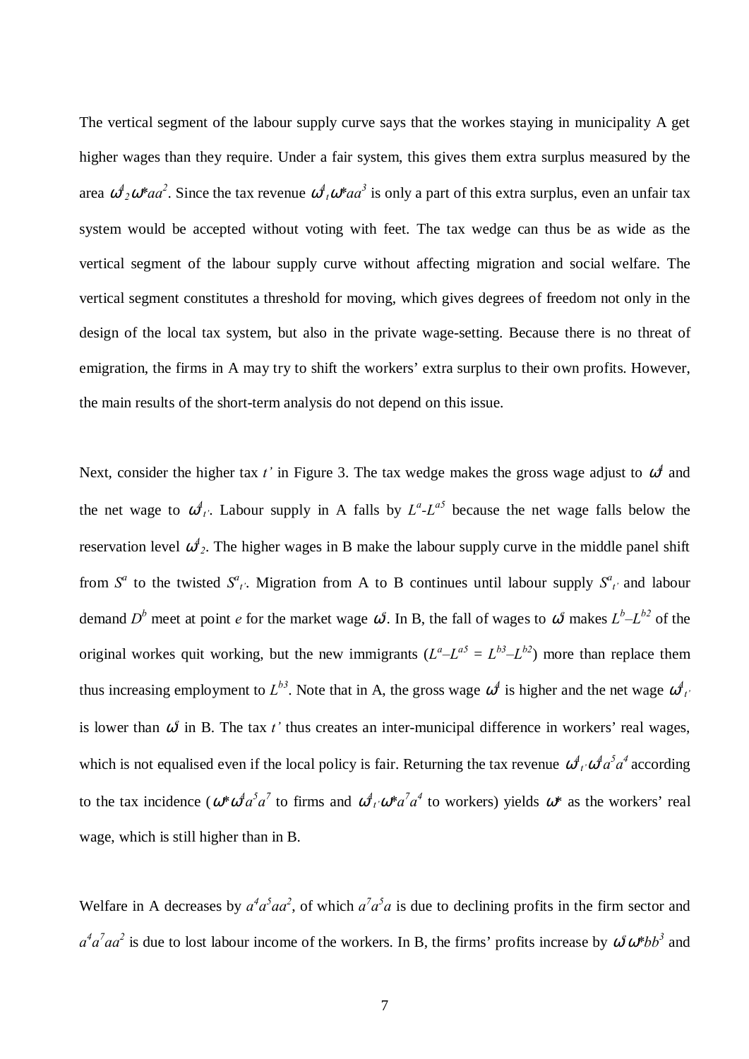The vertical segment of the labour supply curve says that the workes staying in municipality A get higher wages than they require. Under a fair system, this gives them extra surplus measured by the area $\omega^{A}_{2}\omega^{*}aa^{2}$. Since the tax revenue $\omega^{A}_{t}\omega^{*}aa^{3}$ is only a part of this extra surplus, even an unfair tax system would be accepted without voting with feet. The tax wedge can thus be as wide as the vertical segment of the labour supply curve without affecting migration and social welfare. The vertical segment constitutes a threshold for moving, which gives degrees of freedom not only in the design of the local tax system, but also in the private wage-setting. Because there is no threat of emigration, the firms in A may try to shift the workers' extra surplus to their own profits. However, the main results of the short-term analysis do not depend on this issue.

Next, consider the higher tax $t'$ in Figure 3. The tax wedge makes the gross wage adjust to $\omega^{A}$ and the net wage to $\omega^{A}_{t'}$. Labour supply in A falls by $L^{a}$-$L^{a5}$ because the net wage falls below the reservation level $\omega^{A}_{2}$. The higher wages in B make the labour supply curve in the middle panel shift from $S^{a}$ to the twisted $S^{a}_{t'}$. Migration from A to B continues until labour supply $S^{a}_{t'}$ and labour demand $D^{b}$ meet at point $e$ for the market wage $\omega^{B}$. In B, the fall of wages to $\omega^{B}$ makes $L^{b}$–$L^{b2}$ of the original workes quit working, but the new immigrants ($L^{a}$–$L^{a5}$ = $L^{b3}$–$L^{b2}$) more than replace them thus increasing employment to $L^{b3}$. Note that in A, the gross wage $\omega^{A}$ is higher and the net wage $\omega^{A}_{t'}$ is lower than $\omega^{B}$ in B. The tax $t'$ thus creates an inter-municipal difference in workers' real wages, which is not equalised even if the local policy is fair. Returning the tax revenue $\omega^{A}_{t'}\omega^{A}a^{5}a^{4}$ according to the tax incidence ($\omega^{*}\omega^{A}a^{5}a^{7}$ to firms and $\omega^{A}_{t'}\omega^{*}a^{7}a^{4}$ to workers) yields $\omega^{*}$ as the workers' real wage, which is still higher than in B.

Welfare in A decreases by $a^{4}a^{5}aa^{2}$, of which $a^{7}a^{5}a$ is due to declining profits in the firm sector and $a^{4}a^{7}aa^{2}$ is due to lost labour income of the workers. In B, the firms' profits increase by $\omega^{B}\omega^{*}bb^{3}$ and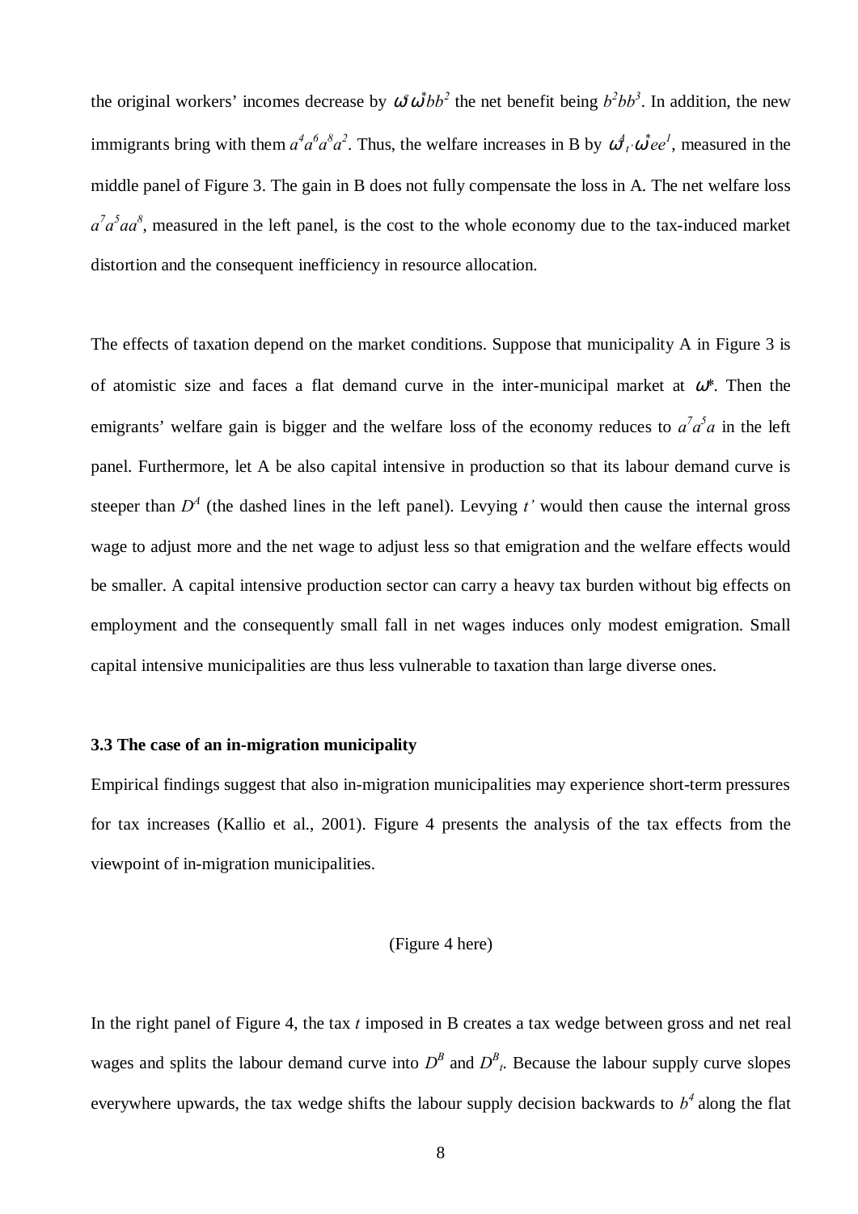the original workers' incomes decrease by $\omega^{s}\omega^{*}bb^{2}$ the net benefit being $b^{2}bb^{3}$. In addition, the new immigrants bring with them $a^{4}a^{6}a^{8}a^{2}$. Thus, the welfare increases in B by $\omega^{4}_{t'}\omega^{*}ee^{1}$, measured in the middle panel of Figure 3. The gain in B does not fully compensate the loss in A. The net welfare loss $a^{7}a^{5}aa^{8}$, measured in the left panel, is the cost to the whole economy due to the tax-induced market distortion and the consequent inefficiency in resource allocation.

The effects of taxation depend on the market conditions. Suppose that municipality A in Figure 3 is of atomistic size and faces a flat demand curve in the inter-municipal market at $\omega^{*}$. Then the emigrants' welfare gain is bigger and the welfare loss of the economy reduces to $a^{7}a^{5}a$ in the left panel. Furthermore, let A be also capital intensive in production so that its labour demand curve is steeper than $D^{A}$ (the dashed lines in the left panel). Levying $t'$ would then cause the internal gross wage to adjust more and the net wage to adjust less so that emigration and the welfare effects would be smaller. A capital intensive production sector can carry a heavy tax burden without big effects on employment and the consequently small fall in net wages induces only modest emigration. Small capital intensive municipalities are thus less vulnerable to taxation than large diverse ones.

### 3.3 The case of an in-migration municipality

Empirical findings suggest that also in-migration municipalities may experience short-term pressures for tax increases (Kallio et al., 2001). Figure 4 presents the analysis of the tax effects from the viewpoint of in-migration municipalities.

(Figure 4 here)

In the right panel of Figure 4, the tax $t$ imposed in B creates a tax wedge between gross and net real wages and splits the labour demand curve into $D^{B}$ and $D^{B}_{t}$. Because the labour supply curve slopes everywhere upwards, the tax wedge shifts the labour supply decision backwards to $b^{4}$ along the flat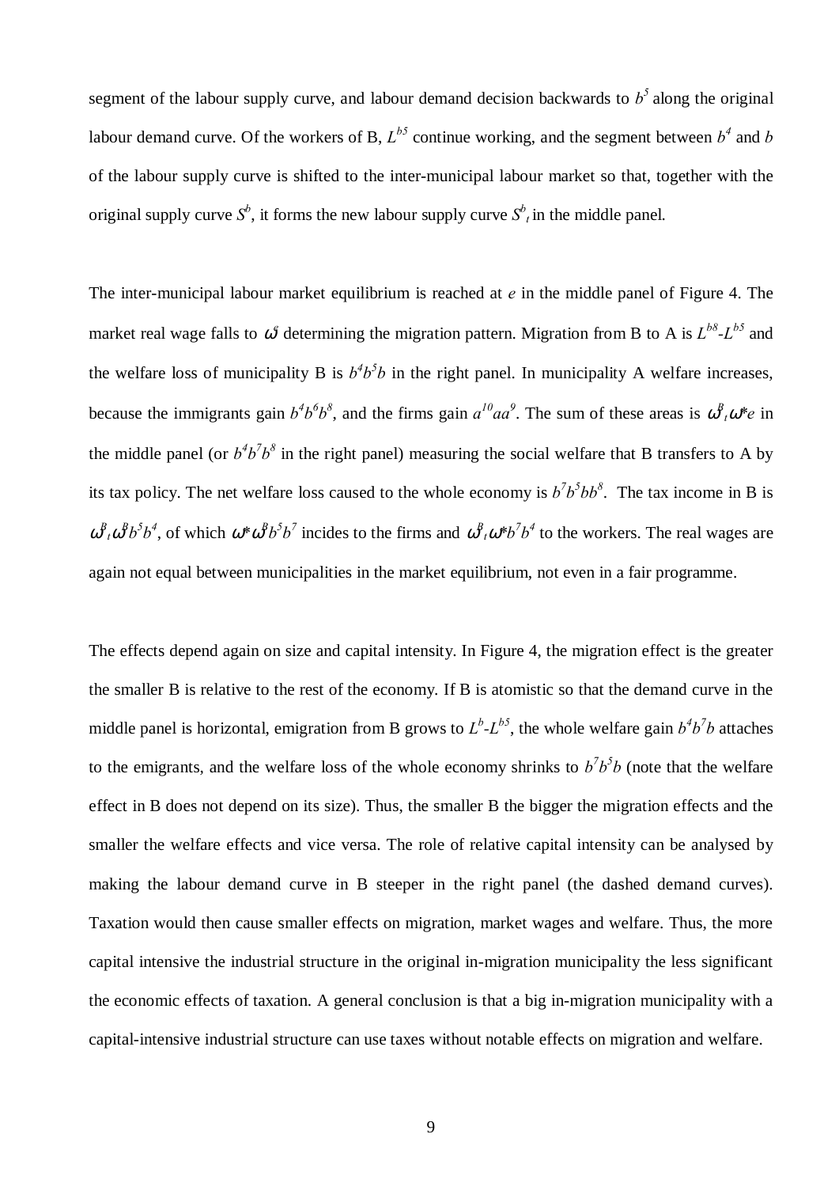segment of the labour supply curve, and labour demand decision backwards to $b^5$ along the original labour demand curve. Of the workers of B, $L^{b5}$ continue working, and the segment between $b^4$ and $b$ of the labour supply curve is shifted to the inter-municipal labour market so that, together with the original supply curve $S^b$, it forms the new labour supply curve $S^b{}_t$ in the middle panel.

The inter-municipal labour market equilibrium is reached at $e$ in the middle panel of Figure 4. The market real wage falls to $\omega^5$ determining the migration pattern. Migration from B to A is $L^{b8}$-$L^{b5}$ and the welfare loss of municipality B is $b^4b^5b$ in the right panel. In municipality A welfare increases, because the immigrants gain $b^4b^6b^8$, and the firms gain $a^{10}aa^9$. The sum of these areas is $\omega^B{}_t\omega^*e$ in the middle panel (or $b^4b^7b^8$ in the right panel) measuring the social welfare that B transfers to A by its tax policy. The net welfare loss caused to the whole economy is $b^7b^5bb^8$. The tax income in B is $\omega^B{}_t\omega^Bb^5b^4$, of which $\omega^*\omega^Bb^5b^7$ incides to the firms and $\omega^B{}_t\omega^*b^7b^4$ to the workers. The real wages are again not equal between municipalities in the market equilibrium, not even in a fair programme.

The effects depend again on size and capital intensity. In Figure 4, the migration effect is the greater the smaller B is relative to the rest of the economy. If B is atomistic so that the demand curve in the middle panel is horizontal, emigration from B grows to $L^b$-$L^{b5}$, the whole welfare gain $b^4b^7b$ attaches to the emigrants, and the welfare loss of the whole economy shrinks to $b^7b^5b$ (note that the welfare effect in B does not depend on its size). Thus, the smaller B the bigger the migration effects and the smaller the welfare effects and vice versa. The role of relative capital intensity can be analysed by making the labour demand curve in B steeper in the right panel (the dashed demand curves). Taxation would then cause smaller effects on migration, market wages and welfare. Thus, the more capital intensive the industrial structure in the original in-migration municipality the less significant the economic effects of taxation. A general conclusion is that a big in-migration municipality with a capital-intensive industrial structure can use taxes without notable effects on migration and welfare.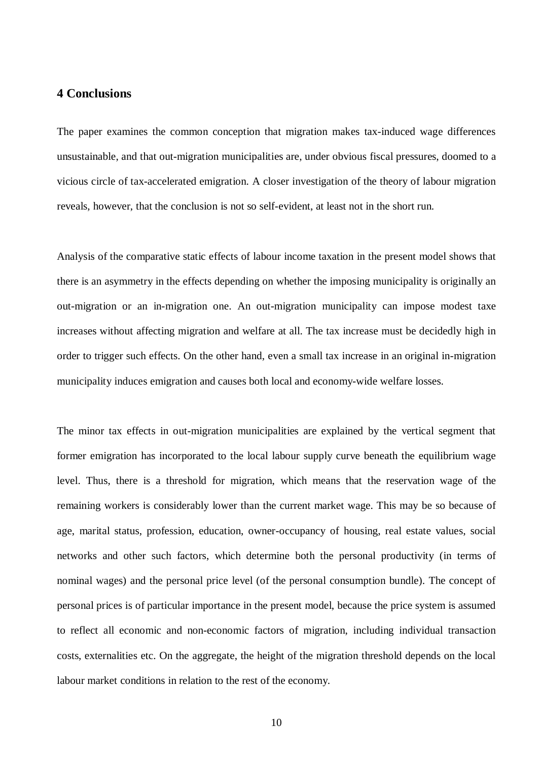## 4 Conclusions

The paper examines the common conception that migration makes tax-induced wage differences unsustainable, and that out-migration municipalities are, under obvious fiscal pressures, doomed to a vicious circle of tax-accelerated emigration. A closer investigation of the theory of labour migration reveals, however, that the conclusion is not so self-evident, at least not in the short run.

Analysis of the comparative static effects of labour income taxation in the present model shows that there is an asymmetry in the effects depending on whether the imposing municipality is originally an out-migration or an in-migration one. An out-migration municipality can impose modest taxe increases without affecting migration and welfare at all. The tax increase must be decidedly high in order to trigger such effects. On the other hand, even a small tax increase in an original in-migration municipality induces emigration and causes both local and economy-wide welfare losses.

The minor tax effects in out-migration municipalities are explained by the vertical segment that former emigration has incorporated to the local labour supply curve beneath the equilibrium wage level. Thus, there is a threshold for migration, which means that the reservation wage of the remaining workers is considerably lower than the current market wage. This may be so because of age, marital status, profession, education, owner-occupancy of housing, real estate values, social networks and other such factors, which determine both the personal productivity (in terms of nominal wages) and the personal price level (of the personal consumption bundle). The concept of personal prices is of particular importance in the present model, because the price system is assumed to reflect all economic and non-economic factors of migration, including individual transaction costs, externalities etc. On the aggregate, the height of the migration threshold depends on the local labour market conditions in relation to the rest of the economy.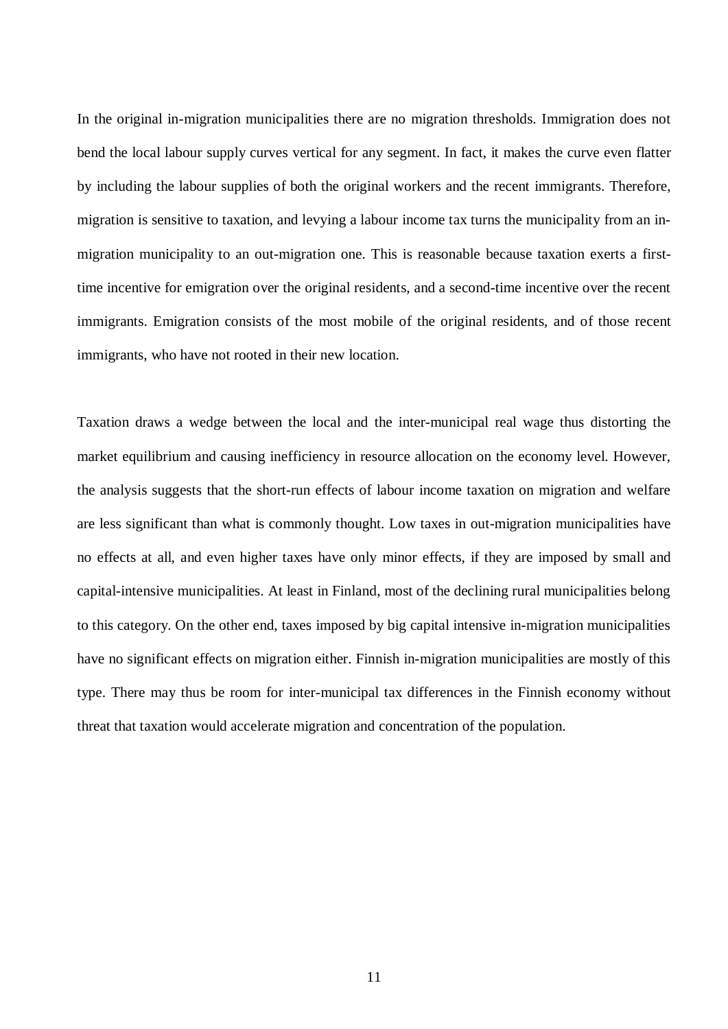In the original in-migration municipalities there are no migration thresholds. Immigration does not bend the local labour supply curves vertical for any segment. In fact, it makes the curve even flatter by including the labour supplies of both the original workers and the recent immigrants. Therefore, migration is sensitive to taxation, and levying a labour income tax turns the municipality from an in-migration municipality to an out-migration one. This is reasonable because taxation exerts a first-time incentive for emigration over the original residents, and a second-time incentive over the recent immigrants. Emigration consists of the most mobile of the original residents, and of those recent immigrants, who have not rooted in their new location.

Taxation draws a wedge between the local and the inter-municipal real wage thus distorting the market equilibrium and causing inefficiency in resource allocation on the economy level. However, the analysis suggests that the short-run effects of labour income taxation on migration and welfare are less significant than what is commonly thought. Low taxes in out-migration municipalities have no effects at all, and even higher taxes have only minor effects, if they are imposed by small and capital-intensive municipalities. At least in Finland, most of the declining rural municipalities belong to this category. On the other end, taxes imposed by big capital intensive in-migration municipalities have no significant effects on migration either. Finnish in-migration municipalities are mostly of this type. There may thus be room for inter-municipal tax differences in the Finnish economy without threat that taxation would accelerate migration and concentration of the population.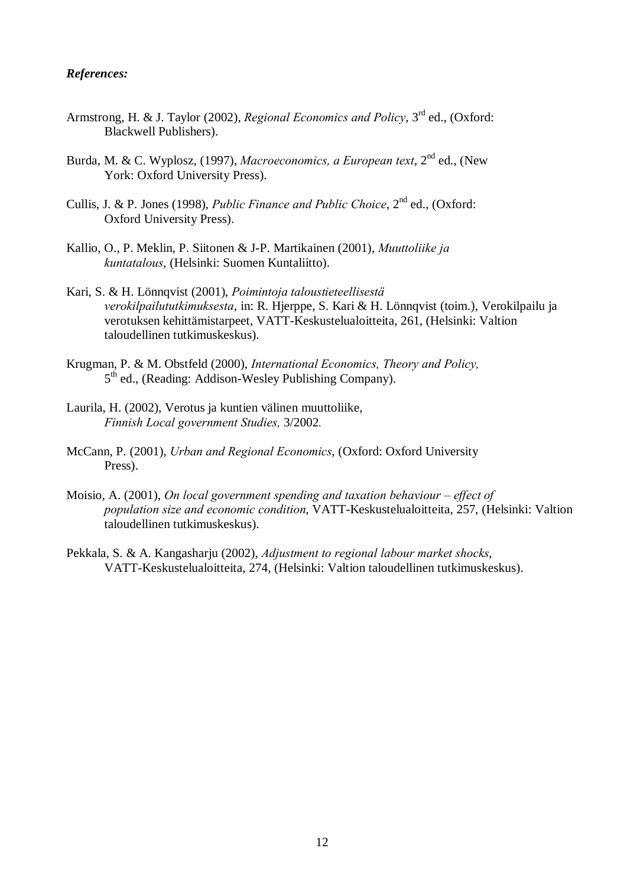***References:***

Armstrong, H. & J. Taylor (2002), *Regional Economics and Policy*, 3rd ed., (Oxford: Blackwell Publishers).

Burda, M. & C. Wyplosz, (1997), *Macroeconomics, a European text*, 2nd ed., (New York: Oxford University Press).

Cullis, J. & P. Jones (1998), *Public Finance and Public Choice*, 2nd ed., (Oxford: Oxford University Press).

Kallio, O., P. Meklin, P. Siitonen & J-P. Martikainen (2001), *Muuttoliike ja kuntatalous*, (Helsinki: Suomen Kuntaliitto).

Kari, S. & H. Lönnqvist (2001), *Poimintoja taloustieteellisestä verokilpailututkimuksesta*, in: R. Hjerppe, S. Kari & H. Lönnqvist (toim.), Verokilpailu ja verotuksen kehittämistarpeet, VATT-Keskustelualoitteita, 261, (Helsinki: Valtion taloudellinen tutkimuskeskus).

Krugman, P. & M. Obstfeld (2000), *International Economics, Theory and Policy,* 5th ed., (Reading: Addison-Wesley Publishing Company).

Laurila, H. (2002), Verotus ja kuntien välinen muuttoliike, *Finnish Local government Studies,* 3/2002.

McCann, P. (2001), *Urban and Regional Economics*, (Oxford: Oxford University Press).

Moisio, A. (2001), *On local government spending and taxation behaviour – effect of population size and economic condition*, VATT-Keskustelualoitteita, 257, (Helsinki: Valtion taloudellinen tutkimuskeskus).

Pekkala, S. & A. Kangasharju (2002), *Adjustment to regional labour market shocks*, VATT-Keskustelualoitteita, 274, (Helsinki: Valtion taloudellinen tutkimuskeskus).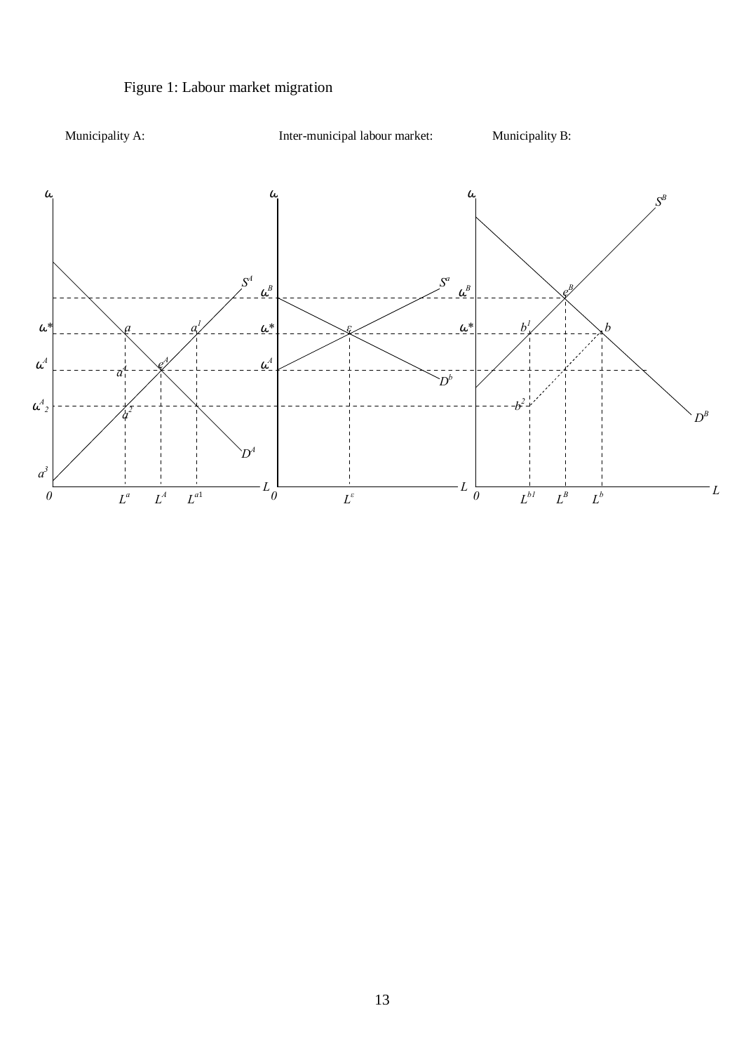Figure 1: Labour market migration

Municipality A:

Inter-municipal labour market:

Municipality B:

$\omega$

$\omega^*$

$\omega^A$

$\omega^A_2$

$a^3$

$0$

$L^a$ $L^A$ $L^{a1}$

$a$ $a^1$ $a^4$ $e^A$ $a^2$

$S^A$ $D^A$

$L$

$\omega$

$\omega^B$

$\omega^*$

$\omega^A$

$0$

$L^\varepsilon$

$\varepsilon$

$S^a$ $D^b$

$L$

$\omega$

$\omega^B$

$\omega^*$

$0$

$L^{b1}$ $L^B$ $L^b$

$b^1$ $b$ $e^B$ $b^2$

$S^B$ $D^B$

$L$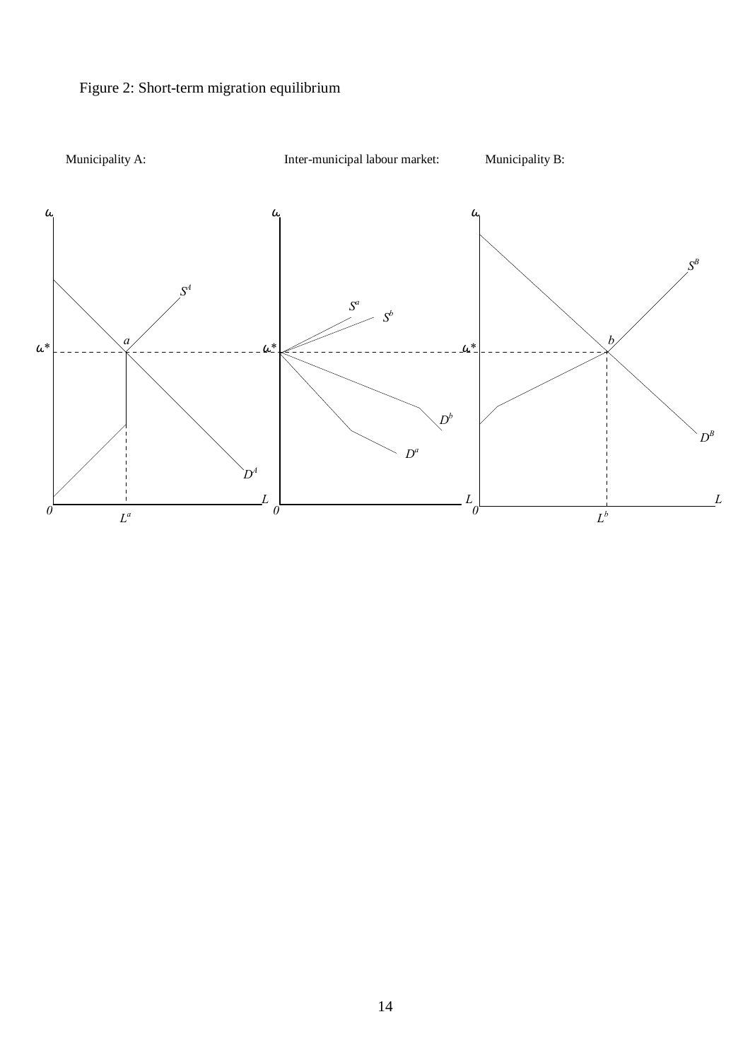Figure 2: Short-term migration equilibrium

Municipality A:

Inter-municipal labour market:

Municipality B:

$\omega$

$\omega^*$

$S^A$

$a$

$D^A$

$0$

$L^a$

$L$

$\omega$

$\omega^*$

$S^a$

$S^b$

$D^b$

$D^a$

$0$

$L$

$\omega$

$\omega^*$

$S^B$

$b$

$D^B$

$0$

$L^b$

$L$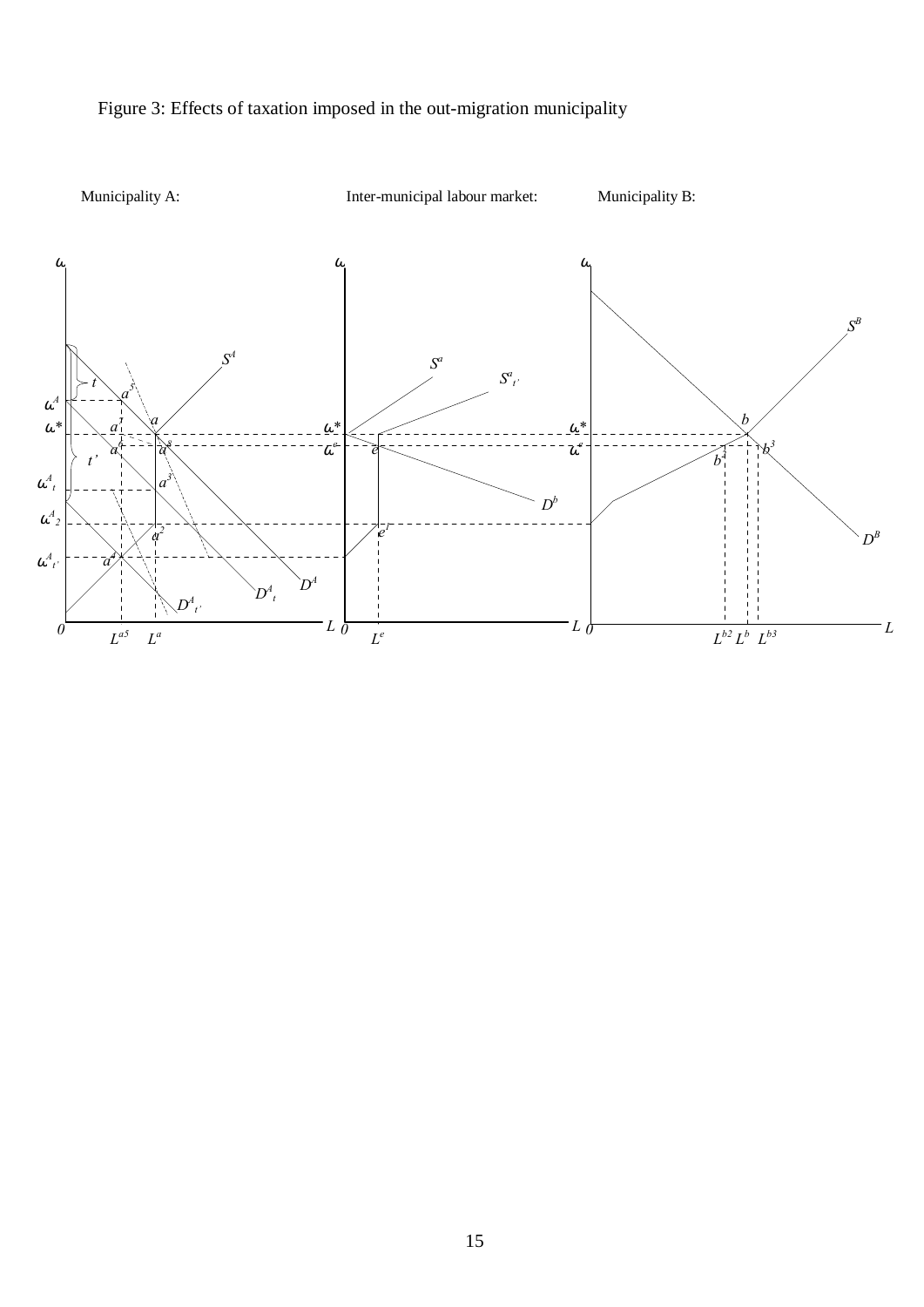Figure 3: Effects of taxation imposed in the out-migration municipality

Municipality A:

Inter-municipal labour market:

Municipality B:

$\omega$

$\omega^A$

$\omega^*$

$\omega^A_t$

$\omega^A_2$

$\omega^A_{t'}$

$t$

$t'$

$a^5$

$a$

$a^1$

$a^6$

$a^4$

$a^3$

$a^2$

$a^4$

$S^A$

$D^A$

$D^A_t$

$D^A_{t'}$

$0$

$L^{a5}$

$L^a$

$L$

$\omega$

$\omega^*$

$\omega^e$

$S^a$

$S^a_{t'}$

$e$

$e^1$

$D^b$

$0$

$L^e$

$L$

$\omega$

$\omega^*$

$\omega^e$

$S^B$

$b$

$b^2$

$b^3$

$D^B$

$0$

$L^{b2}$ $L^b$ $L^{b3}$

$L$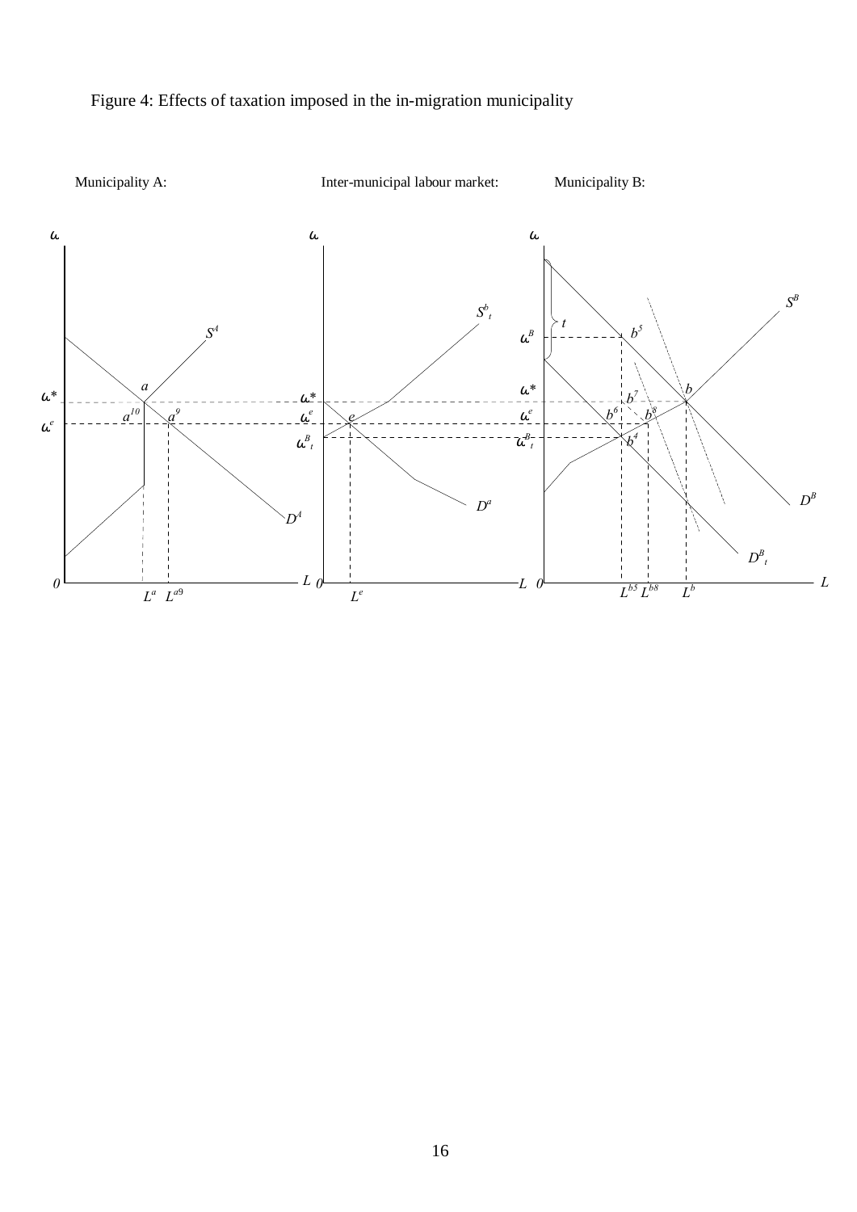Figure 4: Effects of taxation imposed in the in-migration municipality

Municipality A:

Inter-municipal labour market:

Municipality B:

$\omega$

$\omega^*$

$\omega^e$

$a$

$a^{10}$

$a^9$

$S^A$

$D^A$

$0$

$L^a$ $L^{a9}$

$L$

$\omega$

$\omega^*$

$\omega^e$

$\omega^B_t$

$e$

$S^b_t$

$D^a$

$0$

$L^e$

$L$

$\omega$

$t$

$\omega^B$

$\omega^*$

$\omega^e$

$\omega^B_t$

$b^5$

$b^7$

$b$

$b^6$

$b^8$

$b^4$

$S^B$

$D^B$

$D^B_t$

$0$

$L^{b5}$ $L^{b8}$ $L^b$

$L$